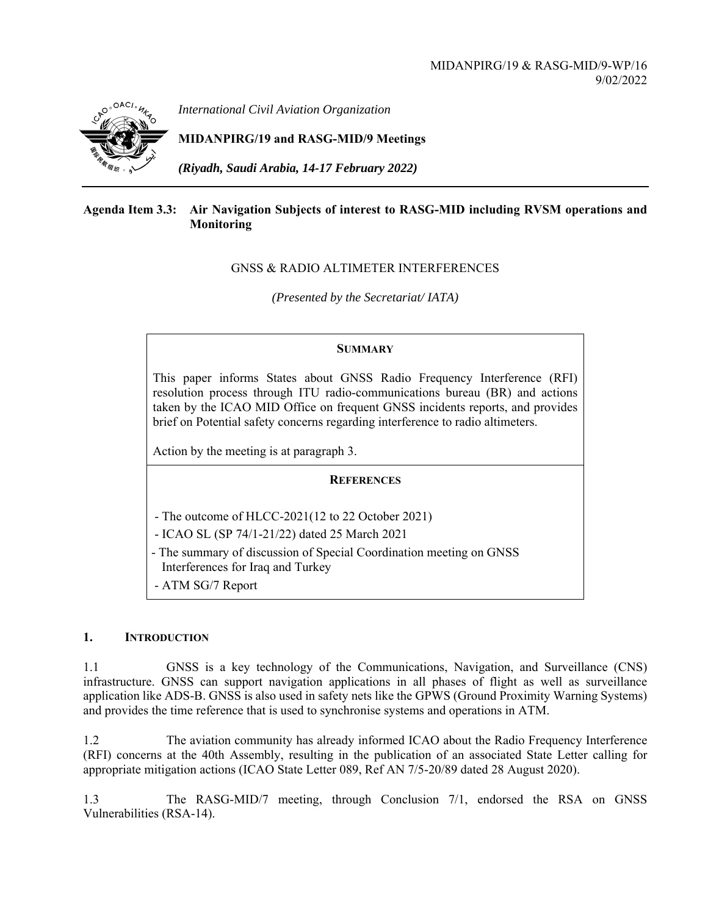MIDANPIRG/19 & RASG-MID/9-WP/16
9/02/2022

*International Civil Aviation Organization*

**MIDANPIRG/19 and RASG-MID/9 Meetings**

***(Riyadh, Saudi Arabia, 14-17 February 2022)***

**Agenda Item 3.3: Air Navigation Subjects of interest to RASG-MID including RVSM operations and Monitoring**

GNSS & RADIO ALTIMETER INTERFERENCES

*(Presented by the Secretariat/ IATA)*

**SUMMARY**

This paper informs States about GNSS Radio Frequency Interference (RFI) resolution process through ITU radio-communications bureau (BR) and actions taken by the ICAO MID Office on frequent GNSS incidents reports, and provides brief on Potential safety concerns regarding interference to radio altimeters.

Action by the meeting is at paragraph 3.

**REFERENCES**

- The outcome of HLCC-2021(12 to 22 October 2021)
- ICAO SL (SP 74/1-21/22) dated 25 March 2021
- The summary of discussion of Special Coordination meeting on GNSS Interferences for Iraq and Turkey
- ATM SG/7 Report

## 1. INTRODUCTION

1.1 GNSS is a key technology of the Communications, Navigation, and Surveillance (CNS) infrastructure. GNSS can support navigation applications in all phases of flight as well as surveillance application like ADS-B. GNSS is also used in safety nets like the GPWS (Ground Proximity Warning Systems) and provides the time reference that is used to synchronise systems and operations in ATM.

1.2 The aviation community has already informed ICAO about the Radio Frequency Interference (RFI) concerns at the 40th Assembly, resulting in the publication of an associated State Letter calling for appropriate mitigation actions (ICAO State Letter 089, Ref AN 7/5-20/89 dated 28 August 2020).

1.3 The RASG-MID/7 meeting, through Conclusion 7/1, endorsed the RSA on GNSS Vulnerabilities (RSA-14).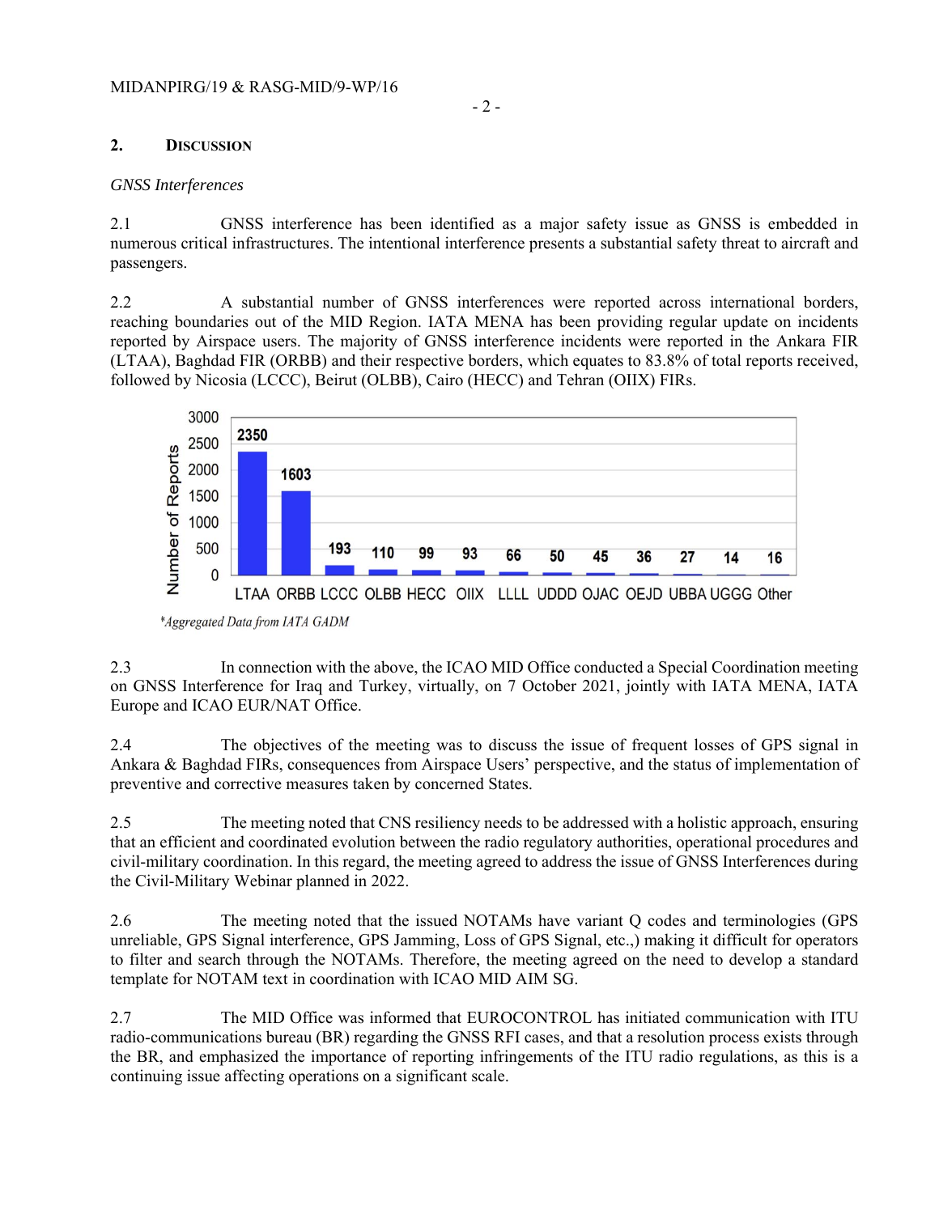## 2. DISCUSSION

*GNSS Interferences*

2.1 GNSS interference has been identified as a major safety issue as GNSS is embedded in numerous critical infrastructures. The intentional interference presents a substantial safety threat to aircraft and passengers.

2.2 A substantial number of GNSS interferences were reported across international borders, reaching boundaries out of the MID Region. IATA MENA has been providing regular update on incidents reported by Airspace users. The majority of GNSS interference incidents were reported in the Ankara FIR (LTAA), Baghdad FIR (ORBB) and their respective borders, which equates to 83.8% of total reports received, followed by Nicosia (LCCC), Beirut (OLBB), Cairo (HECC) and Tehran (OIIX) FIRs.

| FIR | LTAA | ORBB | LCCC | OLBB | HECC | OIIX | LLLL | UDDD | OJAC | OEJD | UBBA | UGGG | Other |
|---|---|---|---|---|---|---|---|---|---|---|---|---|---|
| Number of Reports | 2350 | 1603 | 193 | 110 | 99 | 93 | 66 | 50 | 45 | 36 | 27 | 14 | 16 |

**Aggregated Data from IATA GADM*

2.3 In connection with the above, the ICAO MID Office conducted a Special Coordination meeting on GNSS Interference for Iraq and Turkey, virtually, on 7 October 2021, jointly with IATA MENA, IATA Europe and ICAO EUR/NAT Office.

2.4 The objectives of the meeting was to discuss the issue of frequent losses of GPS signal in Ankara & Baghdad FIRs, consequences from Airspace Users' perspective, and the status of implementation of preventive and corrective measures taken by concerned States.

2.5 The meeting noted that CNS resiliency needs to be addressed with a holistic approach, ensuring that an efficient and coordinated evolution between the radio regulatory authorities, operational procedures and civil-military coordination. In this regard, the meeting agreed to address the issue of GNSS Interferences during the Civil-Military Webinar planned in 2022.

2.6 The meeting noted that the issued NOTAMs have variant Q codes and terminologies (GPS unreliable, GPS Signal interference, GPS Jamming, Loss of GPS Signal, etc.,) making it difficult for operators to filter and search through the NOTAMs. Therefore, the meeting agreed on the need to develop a standard template for NOTAM text in coordination with ICAO MID AIM SG.

2.7 The MID Office was informed that EUROCONTROL has initiated communication with ITU radio-communications bureau (BR) regarding the GNSS RFI cases, and that a resolution process exists through the BR, and emphasized the importance of reporting infringements of the ITU radio regulations, as this is a continuing issue affecting operations on a significant scale.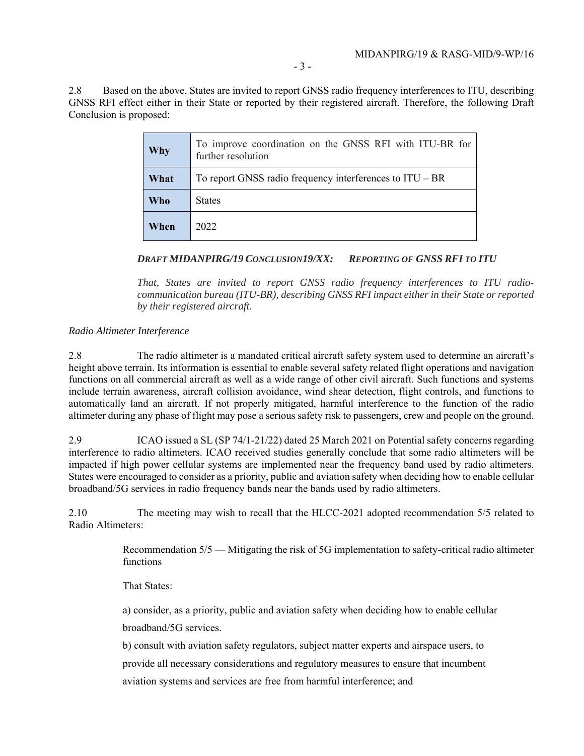2.8 Based on the above, States are invited to report GNSS radio frequency interferences to ITU, describing GNSS RFI effect either in their State or reported by their registered aircraft. Therefore, the following Draft Conclusion is proposed:

| | |
|---|---|
| **Why** | To improve coordination on the GNSS RFI with ITU-BR for further resolution |
| **What** | To report GNSS radio frequency interferences to ITU – BR |
| **Who** | States |
| **When** | 2022 |

***DRAFT MIDANPIRG/19 CONCLUSION19/XX: REPORTING OF GNSS RFI TO ITU***

*That, States are invited to report GNSS radio frequency interferences to ITU radio-communication bureau (ITU-BR), describing GNSS RFI impact either in their State or reported by their registered aircraft.*

*Radio Altimeter Interference*

2.8 The radio altimeter is a mandated critical aircraft safety system used to determine an aircraft's height above terrain. Its information is essential to enable several safety related flight operations and navigation functions on all commercial aircraft as well as a wide range of other civil aircraft. Such functions and systems include terrain awareness, aircraft collision avoidance, wind shear detection, flight controls, and functions to automatically land an aircraft. If not properly mitigated, harmful interference to the function of the radio altimeter during any phase of flight may pose a serious safety risk to passengers, crew and people on the ground.

2.9 ICAO issued a SL (SP 74/1-21/22) dated 25 March 2021 on Potential safety concerns regarding interference to radio altimeters. ICAO received studies generally conclude that some radio altimeters will be impacted if high power cellular systems are implemented near the frequency band used by radio altimeters. States were encouraged to consider as a priority, public and aviation safety when deciding how to enable cellular broadband/5G services in radio frequency bands near the bands used by radio altimeters.

2.10 The meeting may wish to recall that the HLCC-2021 adopted recommendation 5/5 related to Radio Altimeters:

> Recommendation 5/5 — Mitigating the risk of 5G implementation to safety-critical radio altimeter functions
>
> That States:
>
> a) consider, as a priority, public and aviation safety when deciding how to enable cellular broadband/5G services.
>
> b) consult with aviation safety regulators, subject matter experts and airspace users, to provide all necessary considerations and regulatory measures to ensure that incumbent aviation systems and services are free from harmful interference; and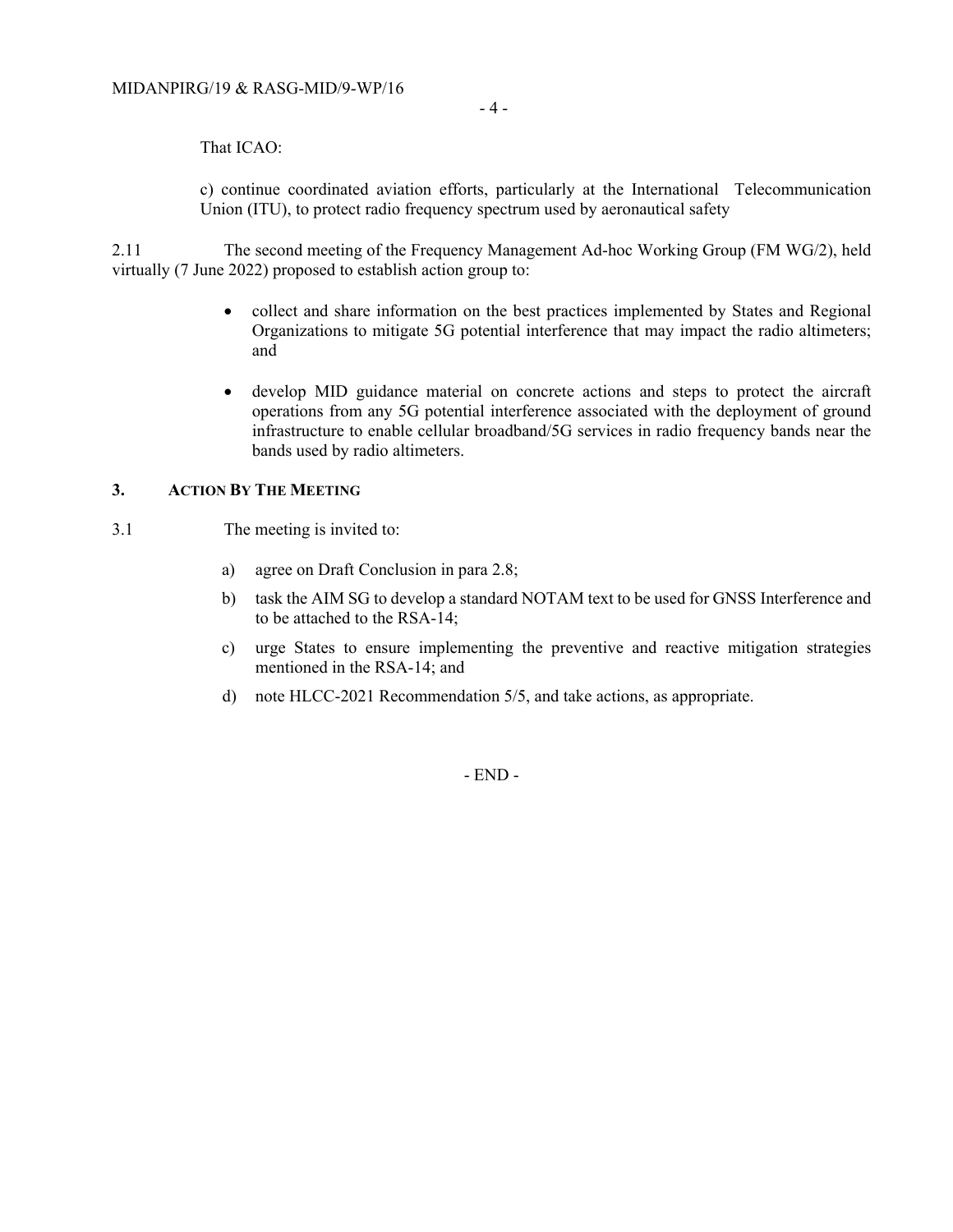That ICAO:

c) continue coordinated aviation efforts, particularly at the International Telecommunication Union (ITU), to protect radio frequency spectrum used by aeronautical safety

2.11 The second meeting of the Frequency Management Ad-hoc Working Group (FM WG/2), held virtually (7 June 2022) proposed to establish action group to:

- collect and share information on the best practices implemented by States and Regional Organizations to mitigate 5G potential interference that may impact the radio altimeters; and
- develop MID guidance material on concrete actions and steps to protect the aircraft operations from any 5G potential interference associated with the deployment of ground infrastructure to enable cellular broadband/5G services in radio frequency bands near the bands used by radio altimeters.

## 3. ACTION BY THE MEETING

3.1 The meeting is invited to:

a) agree on Draft Conclusion in para 2.8;

b) task the AIM SG to develop a standard NOTAM text to be used for GNSS Interference and to be attached to the RSA-14;

c) urge States to ensure implementing the preventive and reactive mitigation strategies mentioned in the RSA-14; and

d) note HLCC-2021 Recommendation 5/5, and take actions, as appropriate.

- END -